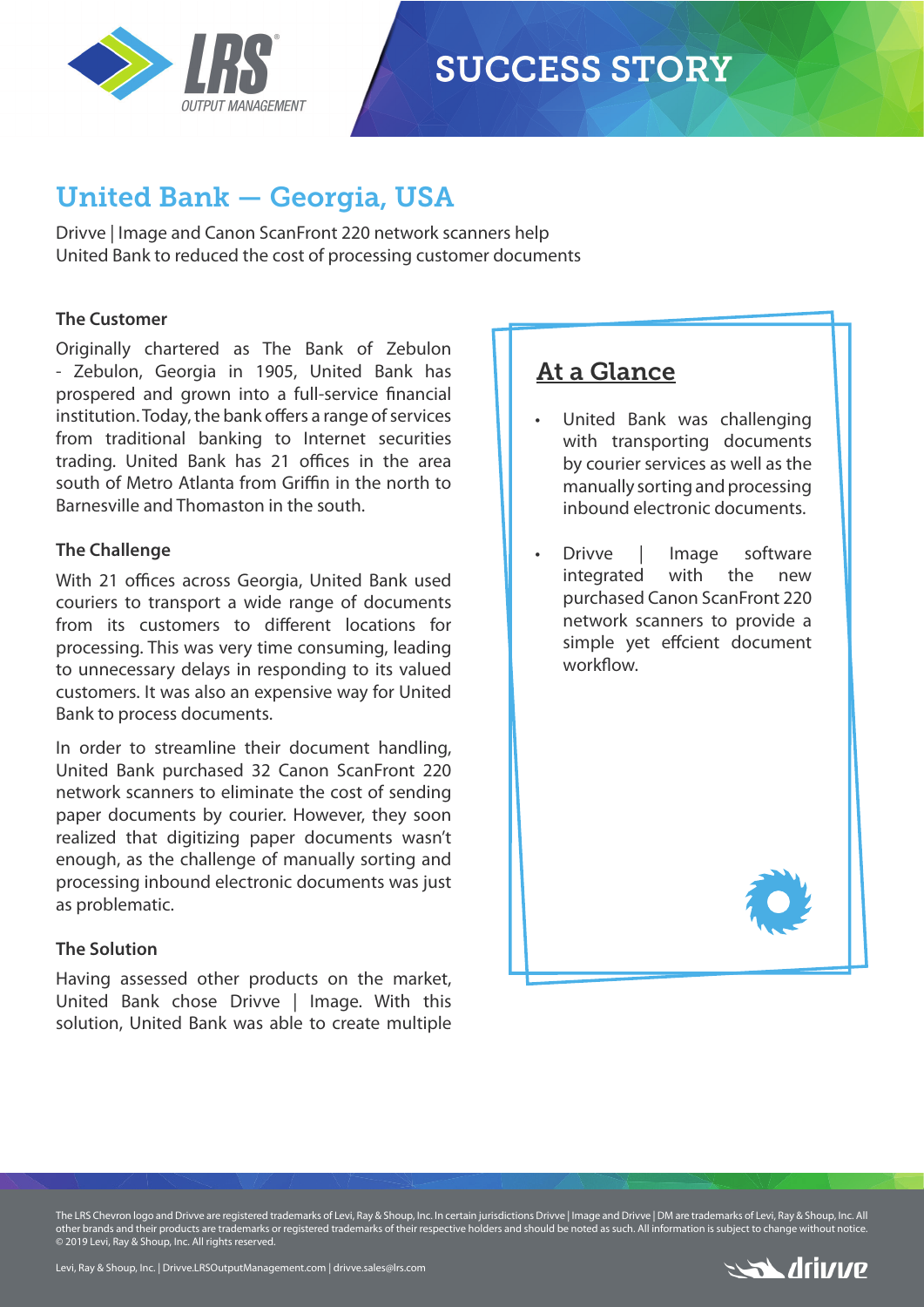# SUCCESS STORY

## United Bank — Georgia, USA

Drivve | Image and Canon ScanFront 220 network scanners help United Bank to reduced the cost of processing customer documents

### The Customer

Originally chartered as The Bank of Zebulon - Zebulon, Georgia in 1905, United Bank has prospered and grown into a full-service financial institution. Today, the bank offers a range of services from traditional banking to Internet securities trading. United Bank has 21 offices in the area south of Metro Atlanta from Griffin in the north to Barnesville and Thomaston in the south.

### The Challenge

With 21 offices across Georgia, United Bank used couriers to transport a wide range of documents from its customers to different locations for processing. This was very time consuming, leading to unnecessary delays in responding to its valued customers. It was also an expensive way for United Bank to process documents.

In order to streamline their document handling, United Bank purchased 32 Canon ScanFront 220 network scanners to eliminate the cost of sending paper documents by courier. However, they soon realized that digitizing paper documents wasn't enough, as the challenge of manually sorting and processing inbound electronic documents was just as problematic.

### The Solution

Having assessed other products on the market, United Bank chose Drivve | Image. With this solution, United Bank was able to create multiple

### At a Glance

- United Bank was challenging with transporting documents by courier services as well as the manually sorting and processing inbound electronic documents.
- Drivve | Image software integrated with the new purchased Canon ScanFront 220 network scanners to provide a simple yet effcient document workflow.

The LRS Chevron logo and Drivve are registered trademarks of Levi, Ray & Shoup, Inc. In certain jurisdictions Drivve | Image and Drivve | DM are trademarks of Levi, Ray & Shoup, Inc. All other brands and their products are trademarks or registered trademarks of their respective holders and should be noted as such. All information is subject to change without notice. © 2019 Levi, Ray & Shoup, Inc. All rights reserved.

Levi, Ray & Shoup, Inc. | Drivve.LRSOutputManagement.com | drivve.sales@lrs.com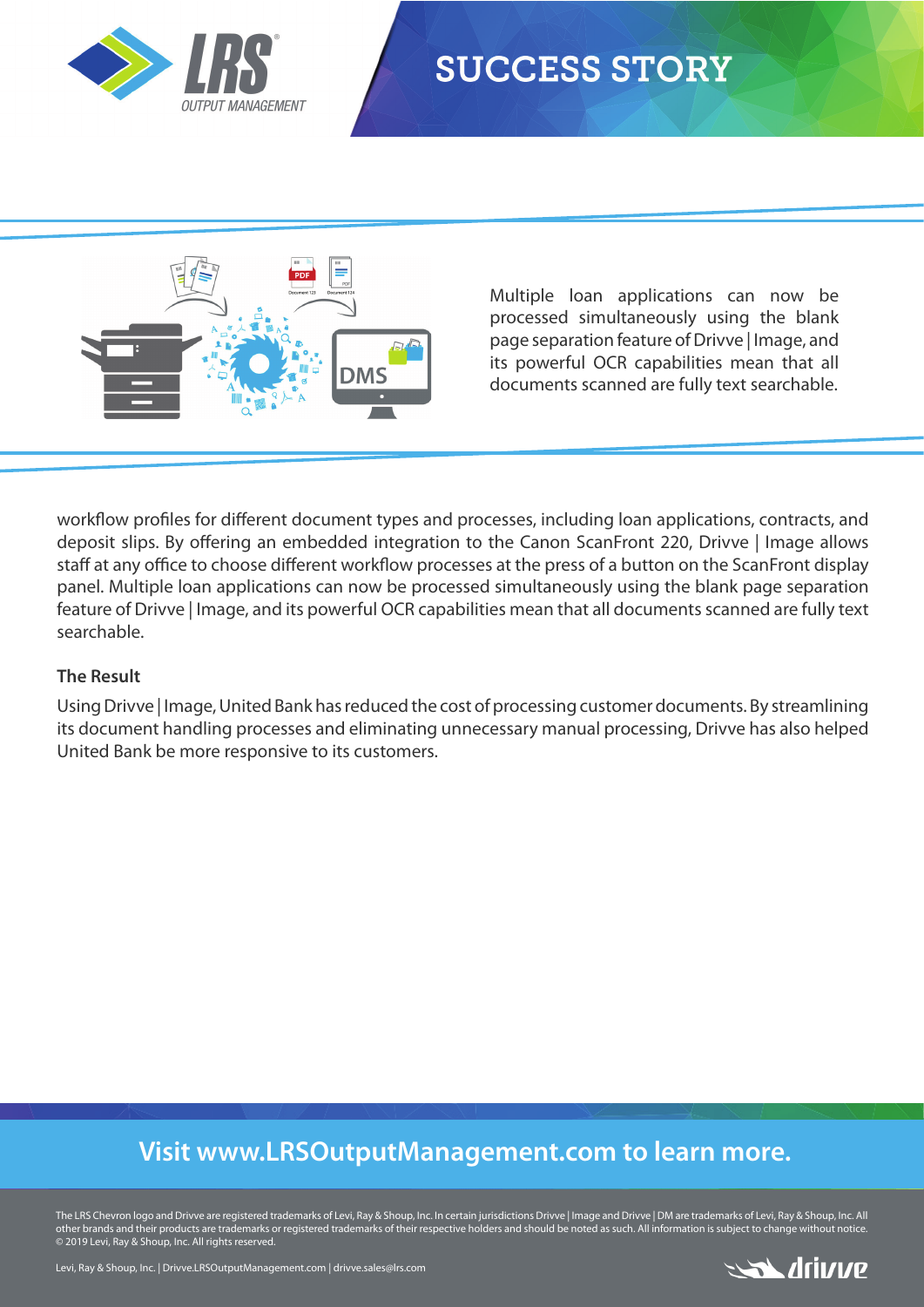# SUCCESS STORY

Multiple loan applications can now be processed simultaneously using the blank page separation feature of Drivve | Image, and its powerful OCR capabilities mean that all documents scanned are fully text searchable.

workflow profiles for different document types and processes, including loan applications, contracts, and deposit slips. By offering an embedded integration to the Canon ScanFront 220, Drivve | Image allows staff at any office to choose different workflow processes at the press of a button on the ScanFront display panel. Multiple loan applications can now be processed simultaneously using the blank page separation feature of Drivve | Image, and its powerful OCR capabilities mean that all documents scanned are fully text searchable.

### The Result

Using Drivve | Image, United Bank has reduced the cost of processing customer documents. By streamlining its document handling processes and eliminating unnecessary manual processing, Drivve has also helped United Bank be more responsive to its customers.

**Visit www.LRSOutputManagement.com to learn more.**

The LRS Chevron logo and Drivve are registered trademarks of Levi, Ray & Shoup, Inc. In certain jurisdictions Drivve | Image and Drivve | DM are trademarks of Levi, Ray & Shoup, Inc. All other brands and their products are trademarks or registered trademarks of their respective holders and should be noted as such. All information is subject to change without notice. © 2019 Levi, Ray & Shoup, Inc. All rights reserved.

Levi, Ray & Shoup, Inc. | Drivve.LRSOutputManagement.com | drivve.sales@lrs.com